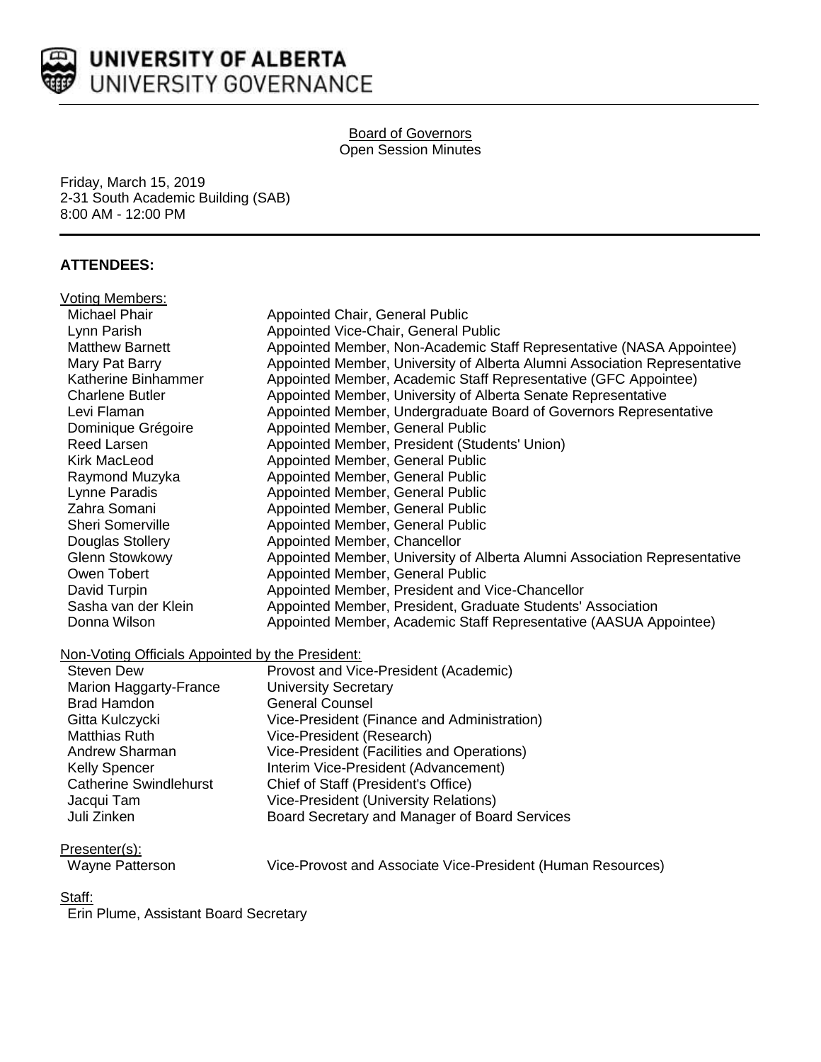**UNIVERSITY OF ALBERTA**
UNIVERSITY GOVERNANCE

Board of Governors
Open Session Minutes

Friday, March 15, 2019
2-31 South Academic Building (SAB)
8:00 AM - 12:00 PM

## ATTENDEES:

Voting Members:

| | |
|---|---|
| Michael Phair | Appointed Chair, General Public |
| Lynn Parish | Appointed Vice-Chair, General Public |
| Matthew Barnett | Appointed Member, Non-Academic Staff Representative (NASA Appointee) |
| Mary Pat Barry | Appointed Member, University of Alberta Alumni Association Representative |
| Katherine Binhammer | Appointed Member, Academic Staff Representative (GFC Appointee) |
| Charlene Butler | Appointed Member, University of Alberta Senate Representative |
| Levi Flaman | Appointed Member, Undergraduate Board of Governors Representative |
| Dominique Grégoire | Appointed Member, General Public |
| Reed Larsen | Appointed Member, President (Students' Union) |
| Kirk MacLeod | Appointed Member, General Public |
| Raymond Muzyka | Appointed Member, General Public |
| Lynne Paradis | Appointed Member, General Public |
| Zahra Somani | Appointed Member, General Public |
| Sheri Somerville | Appointed Member, General Public |
| Douglas Stollery | Appointed Member, Chancellor |
| Glenn Stowkowy | Appointed Member, University of Alberta Alumni Association Representative |
| Owen Tobert | Appointed Member, General Public |
| David Turpin | Appointed Member, President and Vice-Chancellor |
| Sasha van der Klein | Appointed Member, President, Graduate Students' Association |
| Donna Wilson | Appointed Member, Academic Staff Representative (AASUA Appointee) |

Non-Voting Officials Appointed by the President:

| | |
|---|---|
| Steven Dew | Provost and Vice-President (Academic) |
| Marion Haggarty-France | University Secretary |
| Brad Hamdon | General Counsel |
| Gitta Kulczycki | Vice-President (Finance and Administration) |
| Matthias Ruth | Vice-President (Research) |
| Andrew Sharman | Vice-President (Facilities and Operations) |
| Kelly Spencer | Interim Vice-President (Advancement) |
| Catherine Swindlehurst | Chief of Staff (President's Office) |
| Jacqui Tam | Vice-President (University Relations) |
| Juli Zinken | Board Secretary and Manager of Board Services |

Presenter(s):

| | |
|---|---|
| Wayne Patterson | Vice-Provost and Associate Vice-President (Human Resources) |

Staff:

Erin Plume, Assistant Board Secretary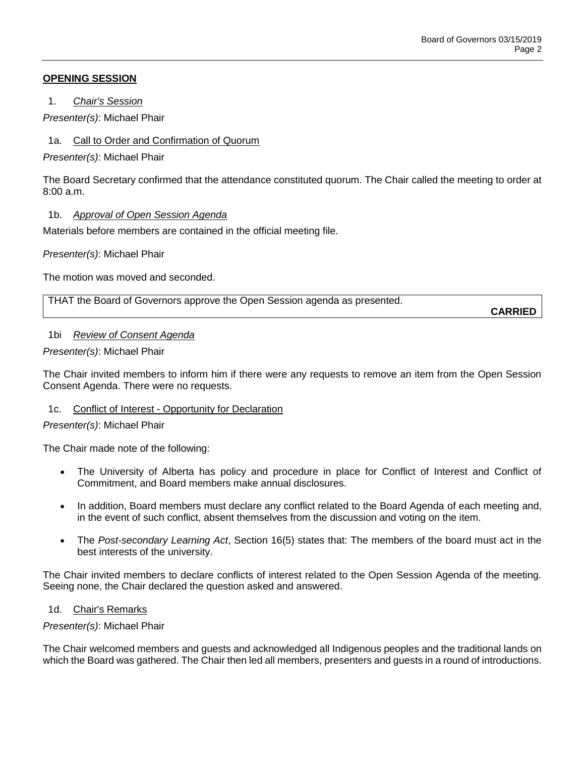**OPENING SESSION**

1. *Chair's Session*

*Presenter(s)*: Michael Phair

1a. Call to Order and Confirmation of Quorum

*Presenter(s)*: Michael Phair

The Board Secretary confirmed that the attendance constituted quorum. The Chair called the meeting to order at 8:00 a.m.

1b. *Approval of Open Session Agenda*

Materials before members are contained in the official meeting file.

*Presenter(s)*: Michael Phair

The motion was moved and seconded.

| THAT the Board of Governors approve the Open Session agenda as presented. **CARRIED** |
| --- |

1bi *Review of Consent Agenda*

*Presenter(s)*: Michael Phair

The Chair invited members to inform him if there were any requests to remove an item from the Open Session Consent Agenda. There were no requests.

1c. Conflict of Interest - Opportunity for Declaration

*Presenter(s)*: Michael Phair

The Chair made note of the following:

- The University of Alberta has policy and procedure in place for Conflict of Interest and Conflict of Commitment, and Board members make annual disclosures.
- In addition, Board members must declare any conflict related to the Board Agenda of each meeting and, in the event of such conflict, absent themselves from the discussion and voting on the item.
- The *Post-secondary Learning Act*, Section 16(5) states that: The members of the board must act in the best interests of the university.

The Chair invited members to declare conflicts of interest related to the Open Session Agenda of the meeting. Seeing none, the Chair declared the question asked and answered.

1d. Chair's Remarks

*Presenter(s)*: Michael Phair

The Chair welcomed members and guests and acknowledged all Indigenous peoples and the traditional lands on which the Board was gathered. The Chair then led all members, presenters and guests in a round of introductions.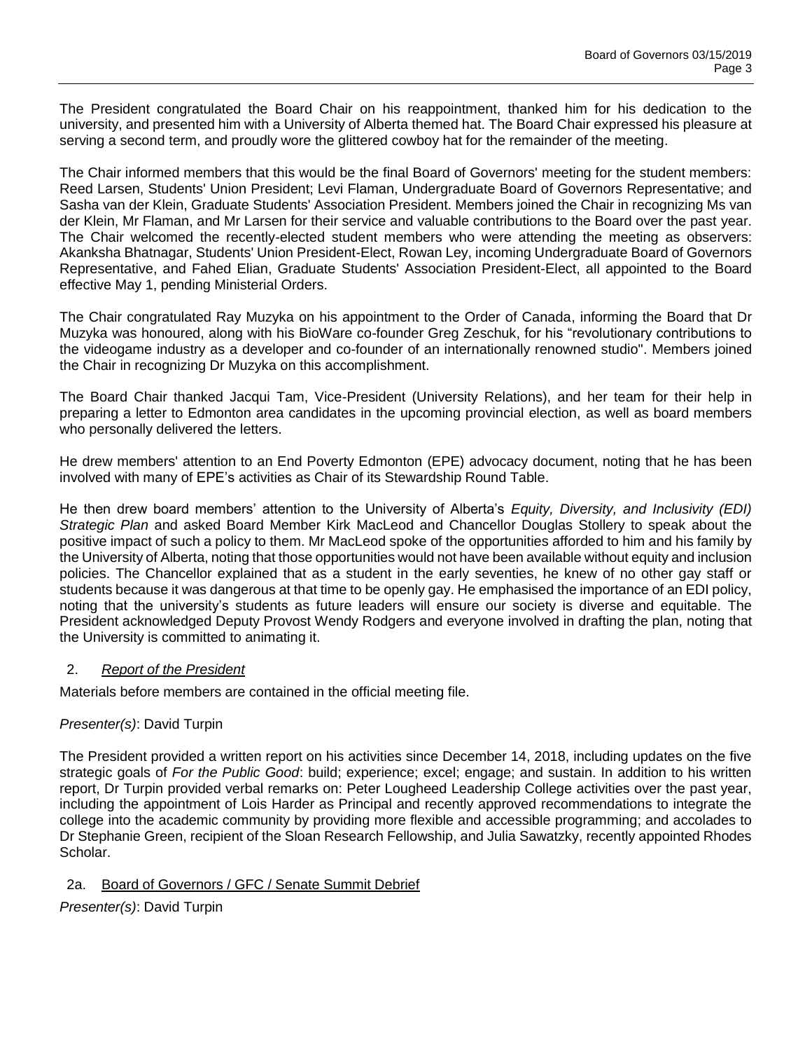The President congratulated the Board Chair on his reappointment, thanked him for his dedication to the university, and presented him with a University of Alberta themed hat. The Board Chair expressed his pleasure at serving a second term, and proudly wore the glittered cowboy hat for the remainder of the meeting.

The Chair informed members that this would be the final Board of Governors' meeting for the student members: Reed Larsen, Students' Union President; Levi Flaman, Undergraduate Board of Governors Representative; and Sasha van der Klein, Graduate Students' Association President. Members joined the Chair in recognizing Ms van der Klein, Mr Flaman, and Mr Larsen for their service and valuable contributions to the Board over the past year. The Chair welcomed the recently-elected student members who were attending the meeting as observers: Akanksha Bhatnagar, Students' Union President-Elect, Rowan Ley, incoming Undergraduate Board of Governors Representative, and Fahed Elian, Graduate Students' Association President-Elect, all appointed to the Board effective May 1, pending Ministerial Orders.

The Chair congratulated Ray Muzyka on his appointment to the Order of Canada, informing the Board that Dr Muzyka was honoured, along with his BioWare co-founder Greg Zeschuk, for his "revolutionary contributions to the videogame industry as a developer and co-founder of an internationally renowned studio". Members joined the Chair in recognizing Dr Muzyka on this accomplishment.

The Board Chair thanked Jacqui Tam, Vice-President (University Relations), and her team for their help in preparing a letter to Edmonton area candidates in the upcoming provincial election, as well as board members who personally delivered the letters.

He drew members' attention to an End Poverty Edmonton (EPE) advocacy document, noting that he has been involved with many of EPE's activities as Chair of its Stewardship Round Table.

He then drew board members' attention to the University of Alberta's *Equity, Diversity, and Inclusivity (EDI) Strategic Plan* and asked Board Member Kirk MacLeod and Chancellor Douglas Stollery to speak about the positive impact of such a policy to them. Mr MacLeod spoke of the opportunities afforded to him and his family by the University of Alberta, noting that those opportunities would not have been available without equity and inclusion policies. The Chancellor explained that as a student in the early seventies, he knew of no other gay staff or students because it was dangerous at that time to be openly gay. He emphasised the importance of an EDI policy, noting that the university's students as future leaders will ensure our society is diverse and equitable. The President acknowledged Deputy Provost Wendy Rodgers and everyone involved in drafting the plan, noting that the University is committed to animating it.

## 2. *Report of the President*

Materials before members are contained in the official meeting file.

*Presenter(s)*: David Turpin

The President provided a written report on his activities since December 14, 2018, including updates on the five strategic goals of *For the Public Good*: build; experience; excel; engage; and sustain. In addition to his written report, Dr Turpin provided verbal remarks on: Peter Lougheed Leadership College activities over the past year, including the appointment of Lois Harder as Principal and recently approved recommendations to integrate the college into the academic community by providing more flexible and accessible programming; and accolades to Dr Stephanie Green, recipient of the Sloan Research Fellowship, and Julia Sawatzky, recently appointed Rhodes Scholar.

### 2a. Board of Governors / GFC / Senate Summit Debrief

*Presenter(s)*: David Turpin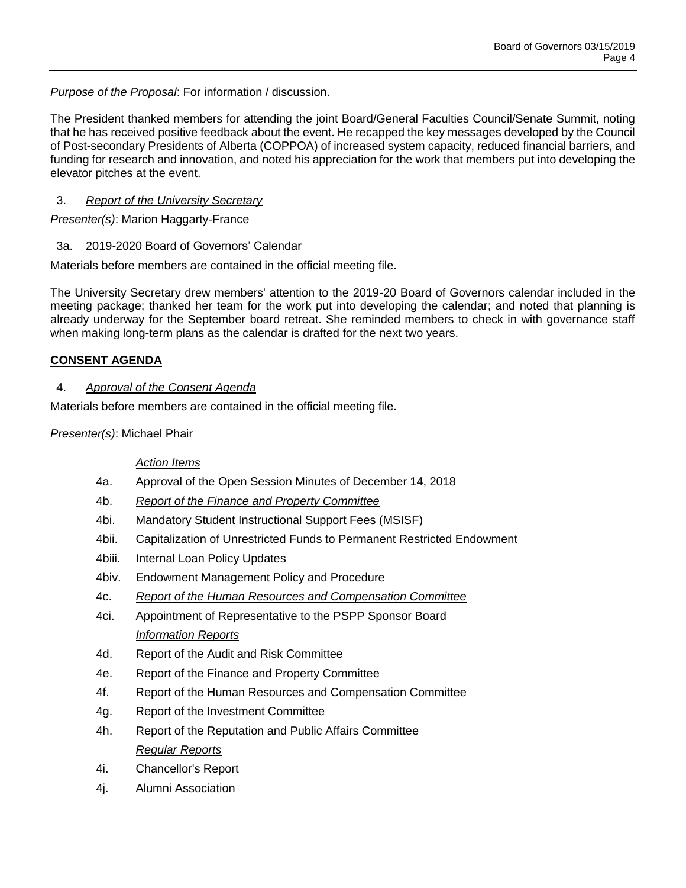*Purpose of the Proposal*: For information / discussion.

The President thanked members for attending the joint Board/General Faculties Council/Senate Summit, noting that he has received positive feedback about the event. He recapped the key messages developed by the Council of Post-secondary Presidents of Alberta (COPPOA) of increased system capacity, reduced financial barriers, and funding for research and innovation, and noted his appreciation for the work that members put into developing the elevator pitches at the event.

3. *Report of the University Secretary*

*Presenter(s)*: Marion Haggarty-France

3a. 2019-2020 Board of Governors' Calendar

Materials before members are contained in the official meeting file.

The University Secretary drew members' attention to the 2019-20 Board of Governors calendar included in the meeting package; thanked her team for the work put into developing the calendar; and noted that planning is already underway for the September board retreat. She reminded members to check in with governance staff when making long-term plans as the calendar is drafted for the next two years.

**CONSENT AGENDA**

4. *Approval of the Consent Agenda*

Materials before members are contained in the official meeting file.

*Presenter(s)*: Michael Phair

*Action Items*

- 4a. Approval of the Open Session Minutes of December 14, 2018
- 4b. *Report of the Finance and Property Committee*
- 4bi. Mandatory Student Instructional Support Fees (MSISF)
- 4bii. Capitalization of Unrestricted Funds to Permanent Restricted Endowment
- 4biii. Internal Loan Policy Updates
- 4biv. Endowment Management Policy and Procedure
- 4c. *Report of the Human Resources and Compensation Committee*
- 4ci. Appointment of Representative to the PSPP Sponsor Board

*Information Reports*

- 4d. Report of the Audit and Risk Committee
- 4e. Report of the Finance and Property Committee
- 4f. Report of the Human Resources and Compensation Committee
- 4g. Report of the Investment Committee
- 4h. Report of the Reputation and Public Affairs Committee

*Regular Reports*

- 4i. Chancellor's Report
- 4j. Alumni Association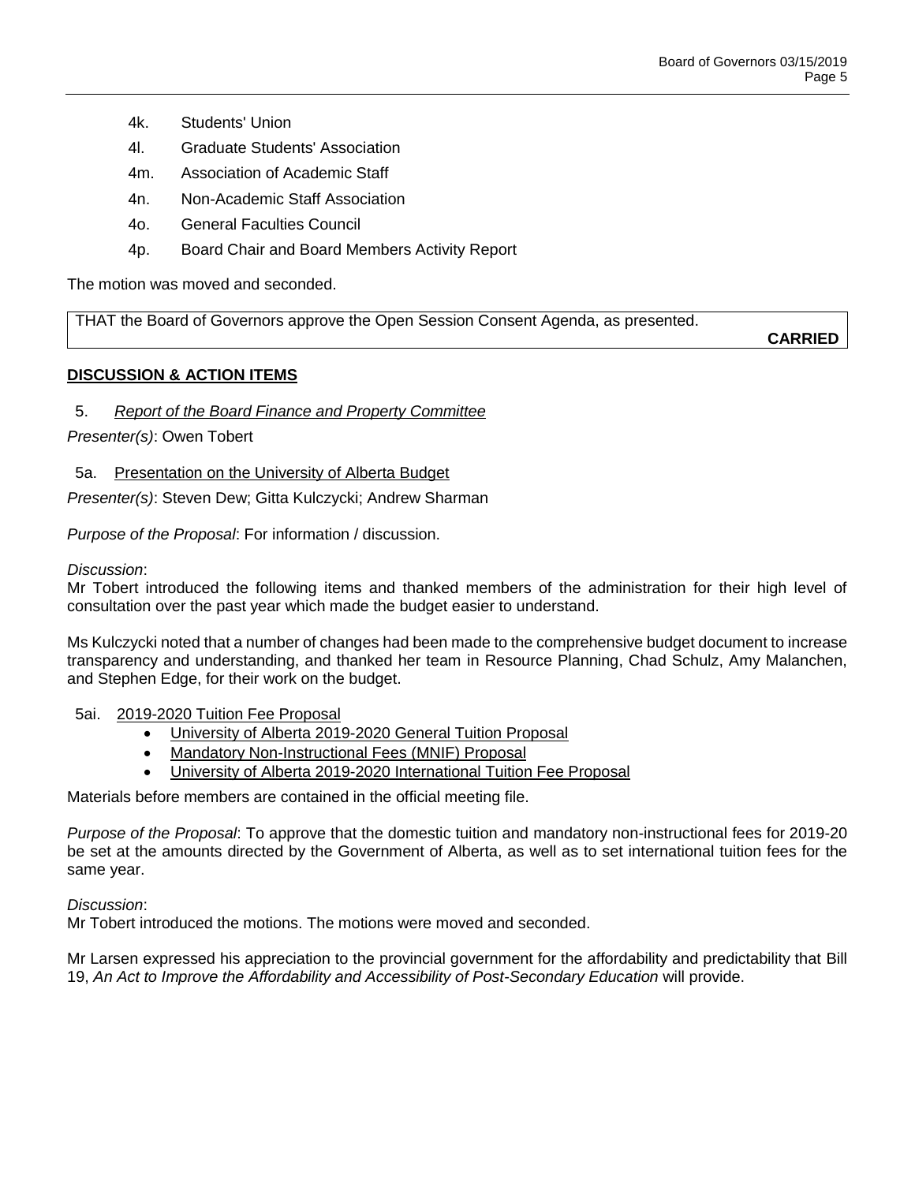4k. Students' Union

4l. Graduate Students' Association

4m. Association of Academic Staff

4n. Non-Academic Staff Association

4o. General Faculties Council

4p. Board Chair and Board Members Activity Report

The motion was moved and seconded.

| THAT the Board of Governors approve the Open Session Consent Agenda, as presented. **CARRIED** |
|---|

## **DISCUSSION & ACTION ITEMS**

5. *Report of the Board Finance and Property Committee*

*Presenter(s)*: Owen Tobert

5a. Presentation on the University of Alberta Budget

*Presenter(s)*: Steven Dew; Gitta Kulczycki; Andrew Sharman

*Purpose of the Proposal*: For information / discussion.

*Discussion*:
Mr Tobert introduced the following items and thanked members of the administration for their high level of consultation over the past year which made the budget easier to understand.

Ms Kulczycki noted that a number of changes had been made to the comprehensive budget document to increase transparency and understanding, and thanked her team in Resource Planning, Chad Schulz, Amy Malanchen, and Stephen Edge, for their work on the budget.

5ai. 2019-2020 Tuition Fee Proposal

- University of Alberta 2019-2020 General Tuition Proposal
- Mandatory Non-Instructional Fees (MNIF) Proposal
- University of Alberta 2019-2020 International Tuition Fee Proposal

Materials before members are contained in the official meeting file.

*Purpose of the Proposal*: To approve that the domestic tuition and mandatory non-instructional fees for 2019-20 be set at the amounts directed by the Government of Alberta, as well as to set international tuition fees for the same year.

*Discussion*:
Mr Tobert introduced the motions. The motions were moved and seconded.

Mr Larsen expressed his appreciation to the provincial government for the affordability and predictability that Bill 19, *An Act to Improve the Affordability and Accessibility of Post-Secondary Education* will provide.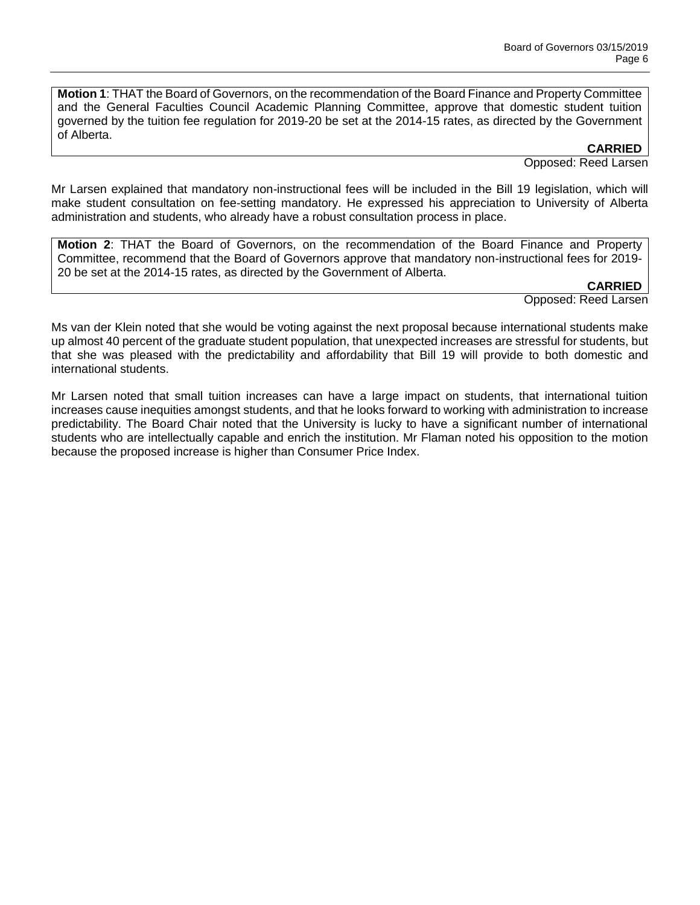**Motion 1**: THAT the Board of Governors, on the recommendation of the Board Finance and Property Committee and the General Faculties Council Academic Planning Committee, approve that domestic student tuition governed by the tuition fee regulation for 2019-20 be set at the 2014-15 rates, as directed by the Government of Alberta.

**CARRIED**

Opposed: Reed Larsen

Mr Larsen explained that mandatory non-instructional fees will be included in the Bill 19 legislation, which will make student consultation on fee-setting mandatory. He expressed his appreciation to University of Alberta administration and students, who already have a robust consultation process in place.

**Motion 2**: THAT the Board of Governors, on the recommendation of the Board Finance and Property Committee, recommend that the Board of Governors approve that mandatory non-instructional fees for 2019-20 be set at the 2014-15 rates, as directed by the Government of Alberta.

**CARRIED**

Opposed: Reed Larsen

Ms van der Klein noted that she would be voting against the next proposal because international students make up almost 40 percent of the graduate student population, that unexpected increases are stressful for students, but that she was pleased with the predictability and affordability that Bill 19 will provide to both domestic and international students.

Mr Larsen noted that small tuition increases can have a large impact on students, that international tuition increases cause inequities amongst students, and that he looks forward to working with administration to increase predictability. The Board Chair noted that the University is lucky to have a significant number of international students who are intellectually capable and enrich the institution. Mr Flaman noted his opposition to the motion because the proposed increase is higher than Consumer Price Index.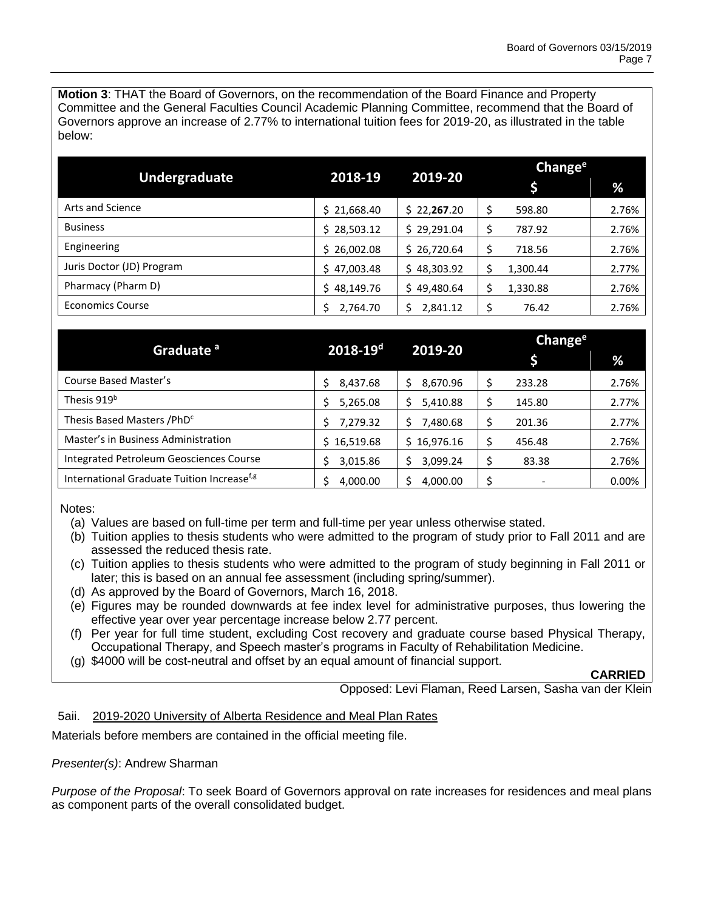**Motion 3**: THAT the Board of Governors, on the recommendation of the Board Finance and Property Committee and the General Faculties Council Academic Planning Committee, recommend that the Board of Governors approve an increase of 2.77% to international tuition fees for 2019-20, as illustrated in the table below:

| Undergraduate | 2018-19 | 2019-20 | Change[e] | |
|---|---|---|---|---|
| | | | $ | % |
| Arts and Science | $ 21,668.40 | $ 22,**267**.20 | $ 598.80 | 2.76% |
| Business | $ 28,503.12 | $ 29,291.04 | $ 787.92 | 2.76% |
| Engineering | $ 26,002.08 | $ 26,720.64 | $ 718.56 | 2.76% |
| Juris Doctor (JD) Program | $ 47,003.48 | $ 48,303.92 | $ 1,300.44 | 2.77% |
| Pharmacy (Pharm D) | $ 48,149.76 | $ 49,480.64 | $ 1,330.88 | 2.76% |
| Economics Course | $ 2,764.70 | $ 2,841.12 | $ 76.42 | 2.76% |

| Graduate [a] | 2018-19[d] | 2019-20 | Change[e] | |
|---|---|---|---|---|
| | | | $ | % |
| Course Based Master's | $ 8,437.68 | $ 8,670.96 | $ 233.28 | 2.76% |
| Thesis 919[b] | $ 5,265.08 | $ 5,410.88 | $ 145.80 | 2.77% |
| Thesis Based Masters /PhD[c] | $ 7,279.32 | $ 7,480.68 | $ 201.36 | 2.77% |
| Master's in Business Administration | $ 16,519.68 | $ 16,976.16 | $ 456.48 | 2.76% |
| Integrated Petroleum Geosciences Course | $ 3,015.86 | $ 3,099.24 | $ 83.38 | 2.76% |
| International Graduate Tuition Increase[f,g] | $ 4,000.00 | $ 4,000.00 | $ - | 0.00% |

Notes:

(a) Values are based on full-time per term and full-time per year unless otherwise stated.
(b) Tuition applies to thesis students who were admitted to the program of study prior to Fall 2011 and are assessed the reduced thesis rate.
(c) Tuition applies to thesis students who were admitted to the program of study beginning in Fall 2011 or later; this is based on an annual fee assessment (including spring/summer).
(d) As approved by the Board of Governors, March 16, 2018.
(e) Figures may be rounded downwards at fee index level for administrative purposes, thus lowering the effective year over year percentage increase below 2.77 percent.
(f) Per year for full time student, excluding Cost recovery and graduate course based Physical Therapy, Occupational Therapy, and Speech master's programs in Faculty of Rehabilitation Medicine.
(g) $4000 will be cost-neutral and offset by an equal amount of financial support.

**CARRIED**

Opposed: Levi Flaman, Reed Larsen, Sasha van der Klein

5aii. 2019-2020 University of Alberta Residence and Meal Plan Rates

Materials before members are contained in the official meeting file.

*Presenter(s)*: Andrew Sharman

*Purpose of the Proposal*: To seek Board of Governors approval on rate increases for residences and meal plans as component parts of the overall consolidated budget.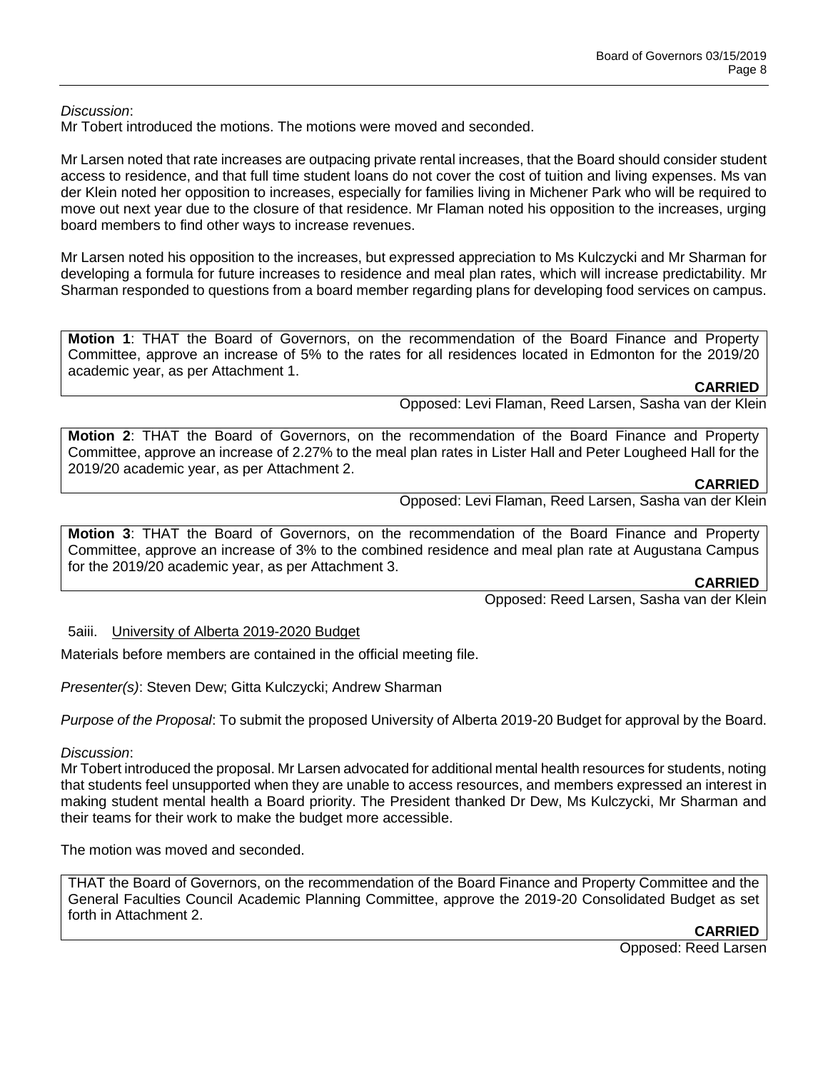*Discussion*:
Mr Tobert introduced the motions. The motions were moved and seconded.

Mr Larsen noted that rate increases are outpacing private rental increases, that the Board should consider student access to residence, and that full time student loans do not cover the cost of tuition and living expenses. Ms van der Klein noted her opposition to increases, especially for families living in Michener Park who will be required to move out next year due to the closure of that residence. Mr Flaman noted his opposition to the increases, urging board members to find other ways to increase revenues.

Mr Larsen noted his opposition to the increases, but expressed appreciation to Ms Kulczycki and Mr Sharman for developing a formula for future increases to residence and meal plan rates, which will increase predictability. Mr Sharman responded to questions from a board member regarding plans for developing food services on campus.

**Motion 1**: THAT the Board of Governors, on the recommendation of the Board Finance and Property Committee, approve an increase of 5% to the rates for all residences located in Edmonton for the 2019/20 academic year, as per Attachment 1.

**CARRIED**

Opposed: Levi Flaman, Reed Larsen, Sasha van der Klein

**Motion 2**: THAT the Board of Governors, on the recommendation of the Board Finance and Property Committee, approve an increase of 2.27% to the meal plan rates in Lister Hall and Peter Lougheed Hall for the 2019/20 academic year, as per Attachment 2.

**CARRIED**

Opposed: Levi Flaman, Reed Larsen, Sasha van der Klein

**Motion 3**: THAT the Board of Governors, on the recommendation of the Board Finance and Property Committee, approve an increase of 3% to the combined residence and meal plan rate at Augustana Campus for the 2019/20 academic year, as per Attachment 3.

**CARRIED**

Opposed: Reed Larsen, Sasha van der Klein

5aiii. University of Alberta 2019-2020 Budget

Materials before members are contained in the official meeting file.

*Presenter(s)*: Steven Dew; Gitta Kulczycki; Andrew Sharman

*Purpose of the Proposal*: To submit the proposed University of Alberta 2019-20 Budget for approval by the Board.

*Discussion*:
Mr Tobert introduced the proposal. Mr Larsen advocated for additional mental health resources for students, noting that students feel unsupported when they are unable to access resources, and members expressed an interest in making student mental health a Board priority. The President thanked Dr Dew, Ms Kulczycki, Mr Sharman and their teams for their work to make the budget more accessible.

The motion was moved and seconded.

THAT the Board of Governors, on the recommendation of the Board Finance and Property Committee and the General Faculties Council Academic Planning Committee, approve the 2019-20 Consolidated Budget as set forth in Attachment 2.

**CARRIED**

Opposed: Reed Larsen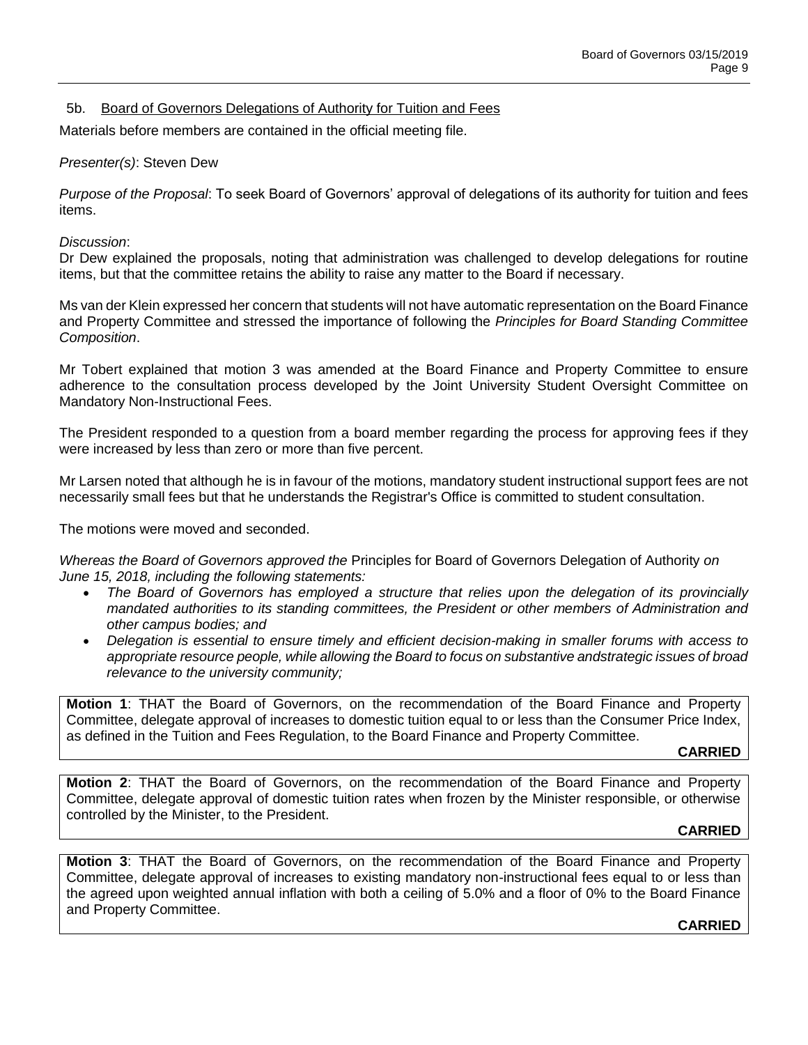5b. Board of Governors Delegations of Authority for Tuition and Fees

Materials before members are contained in the official meeting file.

*Presenter(s)*: Steven Dew

*Purpose of the Proposal*: To seek Board of Governors' approval of delegations of its authority for tuition and fees items.

*Discussion*:

Dr Dew explained the proposals, noting that administration was challenged to develop delegations for routine items, but that the committee retains the ability to raise any matter to the Board if necessary.

Ms van der Klein expressed her concern that students will not have automatic representation on the Board Finance and Property Committee and stressed the importance of following the *Principles for Board Standing Committee Composition*.

Mr Tobert explained that motion 3 was amended at the Board Finance and Property Committee to ensure adherence to the consultation process developed by the Joint University Student Oversight Committee on Mandatory Non-Instructional Fees.

The President responded to a question from a board member regarding the process for approving fees if they were increased by less than zero or more than five percent.

Mr Larsen noted that although he is in favour of the motions, mandatory student instructional support fees are not necessarily small fees but that he understands the Registrar's Office is committed to student consultation.

The motions were moved and seconded.

*Whereas the Board of Governors approved the* Principles for Board of Governors Delegation of Authority *on June 15, 2018, including the following statements:*

- *The Board of Governors has employed a structure that relies upon the delegation of its provincially mandated authorities to its standing committees, the President or other members of Administration and other campus bodies; and*
- *Delegation is essential to ensure timely and efficient decision-making in smaller forums with access to appropriate resource people, while allowing the Board to focus on substantive andstrategic issues of broad relevance to the university community;*

**Motion 1**: THAT the Board of Governors, on the recommendation of the Board Finance and Property Committee, delegate approval of increases to domestic tuition equal to or less than the Consumer Price Index, as defined in the Tuition and Fees Regulation, to the Board Finance and Property Committee.

**CARRIED**

**Motion 2**: THAT the Board of Governors, on the recommendation of the Board Finance and Property Committee, delegate approval of domestic tuition rates when frozen by the Minister responsible, or otherwise controlled by the Minister, to the President.

**CARRIED**

**Motion 3**: THAT the Board of Governors, on the recommendation of the Board Finance and Property Committee, delegate approval of increases to existing mandatory non-instructional fees equal to or less than the agreed upon weighted annual inflation with both a ceiling of 5.0% and a floor of 0% to the Board Finance and Property Committee.

**CARRIED**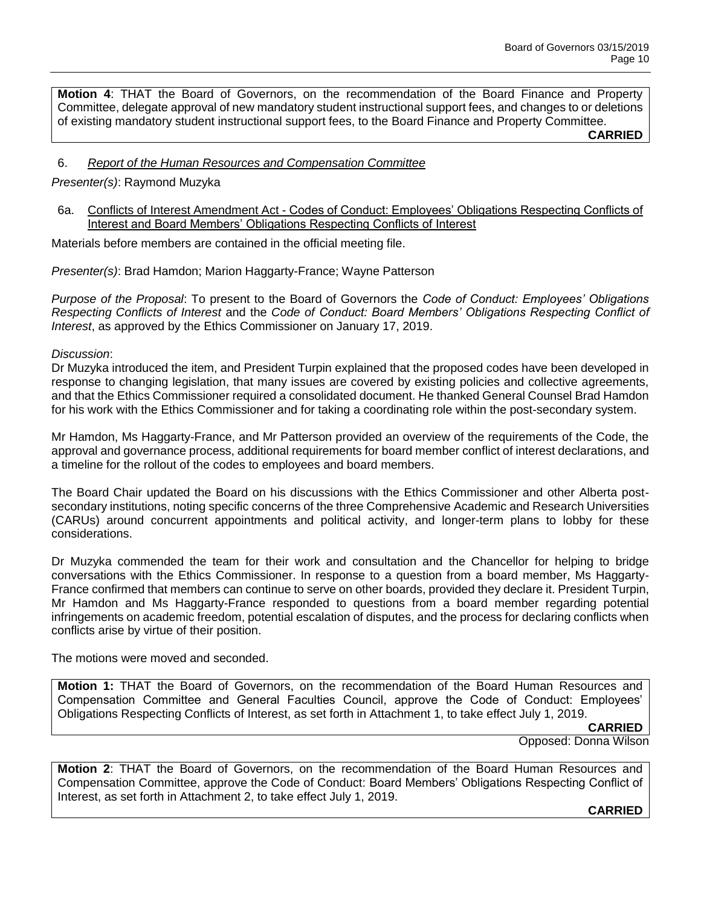**Motion 4**: THAT the Board of Governors, on the recommendation of the Board Finance and Property Committee, delegate approval of new mandatory student instructional support fees, and changes to or deletions of existing mandatory student instructional support fees, to the Board Finance and Property Committee.

**CARRIED**

6. *Report of the Human Resources and Compensation Committee*

*Presenter(s)*: Raymond Muzyka

6a. Conflicts of Interest Amendment Act - Codes of Conduct: Employees' Obligations Respecting Conflicts of Interest and Board Members' Obligations Respecting Conflicts of Interest

Materials before members are contained in the official meeting file.

*Presenter(s)*: Brad Hamdon; Marion Haggarty-France; Wayne Patterson

*Purpose of the Proposal*: To present to the Board of Governors the *Code of Conduct: Employees' Obligations Respecting Conflicts of Interest* and the *Code of Conduct: Board Members' Obligations Respecting Conflict of Interest*, as approved by the Ethics Commissioner on January 17, 2019.

*Discussion*:

Dr Muzyka introduced the item, and President Turpin explained that the proposed codes have been developed in response to changing legislation, that many issues are covered by existing policies and collective agreements, and that the Ethics Commissioner required a consolidated document. He thanked General Counsel Brad Hamdon for his work with the Ethics Commissioner and for taking a coordinating role within the post-secondary system.

Mr Hamdon, Ms Haggarty-France, and Mr Patterson provided an overview of the requirements of the Code, the approval and governance process, additional requirements for board member conflict of interest declarations, and a timeline for the rollout of the codes to employees and board members.

The Board Chair updated the Board on his discussions with the Ethics Commissioner and other Alberta post-secondary institutions, noting specific concerns of the three Comprehensive Academic and Research Universities (CARUs) around concurrent appointments and political activity, and longer-term plans to lobby for these considerations.

Dr Muzyka commended the team for their work and consultation and the Chancellor for helping to bridge conversations with the Ethics Commissioner. In response to a question from a board member, Ms Haggarty-France confirmed that members can continue to serve on other boards, provided they declare it. President Turpin, Mr Hamdon and Ms Haggarty-France responded to questions from a board member regarding potential infringements on academic freedom, potential escalation of disputes, and the process for declaring conflicts when conflicts arise by virtue of their position.

The motions were moved and seconded.

**Motion 1:** THAT the Board of Governors, on the recommendation of the Board Human Resources and Compensation Committee and General Faculties Council, approve the Code of Conduct: Employees' Obligations Respecting Conflicts of Interest, as set forth in Attachment 1, to take effect July 1, 2019.

**CARRIED**

Opposed: Donna Wilson

**Motion 2**: THAT the Board of Governors, on the recommendation of the Board Human Resources and Compensation Committee, approve the Code of Conduct: Board Members' Obligations Respecting Conflict of Interest, as set forth in Attachment 2, to take effect July 1, 2019.

**CARRIED**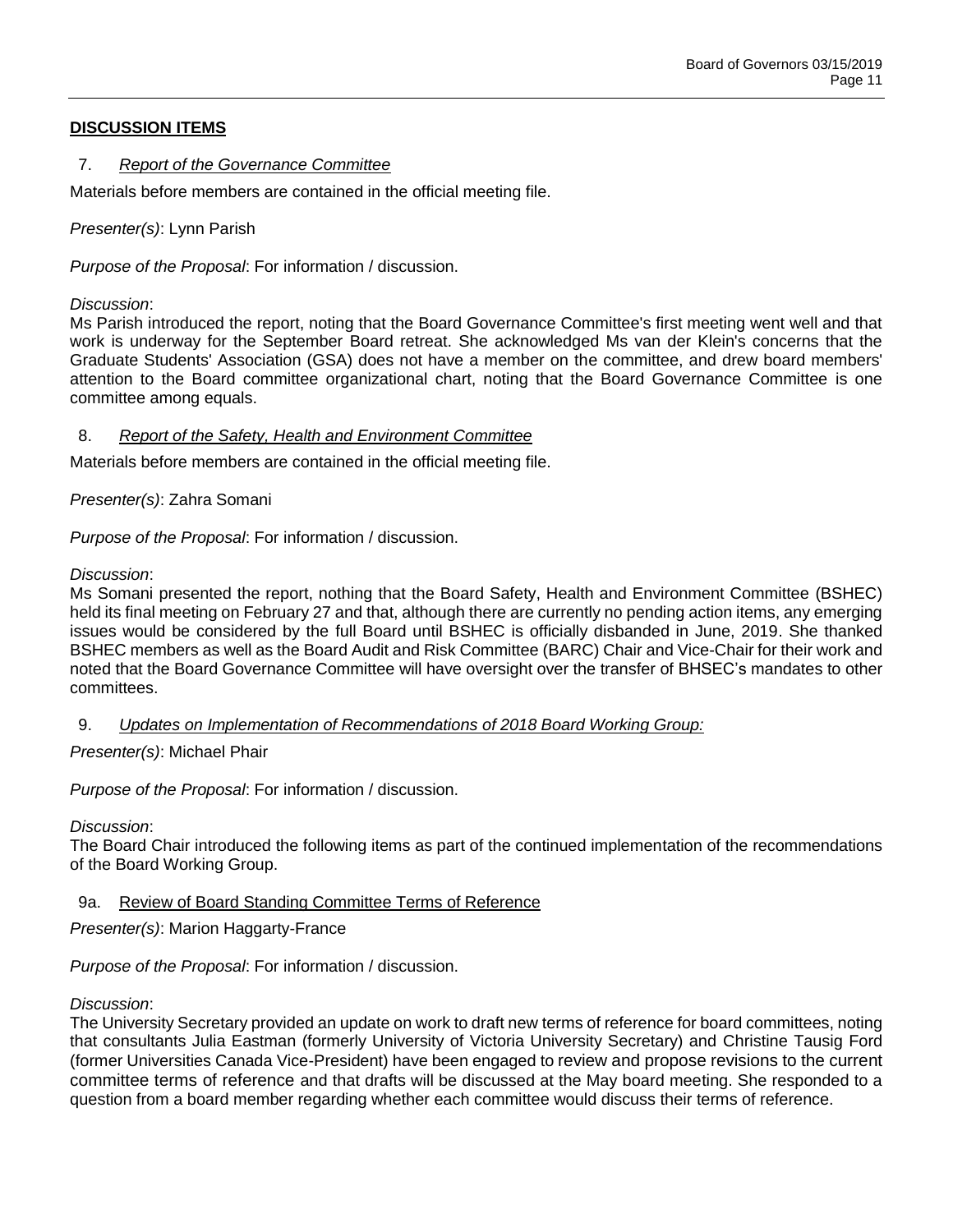## DISCUSSION ITEMS

### 7. *Report of the Governance Committee*

Materials before members are contained in the official meeting file.

*Presenter(s)*: Lynn Parish

*Purpose of the Proposal*: For information / discussion.

*Discussion*:
Ms Parish introduced the report, noting that the Board Governance Committee's first meeting went well and that work is underway for the September Board retreat. She acknowledged Ms van der Klein's concerns that the Graduate Students' Association (GSA) does not have a member on the committee, and drew board members' attention to the Board committee organizational chart, noting that the Board Governance Committee is one committee among equals.

### 8. *Report of the Safety, Health and Environment Committee*

Materials before members are contained in the official meeting file.

*Presenter(s)*: Zahra Somani

*Purpose of the Proposal*: For information / discussion.

*Discussion*:
Ms Somani presented the report, nothing that the Board Safety, Health and Environment Committee (BSHEC) held its final meeting on February 27 and that, although there are currently no pending action items, any emerging issues would be considered by the full Board until BSHEC is officially disbanded in June, 2019. She thanked BSHEC members as well as the Board Audit and Risk Committee (BARC) Chair and Vice-Chair for their work and noted that the Board Governance Committee will have oversight over the transfer of BHSEC's mandates to other committees.

### 9. *Updates on Implementation of Recommendations of 2018 Board Working Group:*

*Presenter(s)*: Michael Phair

*Purpose of the Proposal*: For information / discussion.

*Discussion*:
The Board Chair introduced the following items as part of the continued implementation of the recommendations of the Board Working Group.

#### 9a. Review of Board Standing Committee Terms of Reference

*Presenter(s)*: Marion Haggarty-France

*Purpose of the Proposal*: For information / discussion.

*Discussion*:
The University Secretary provided an update on work to draft new terms of reference for board committees, noting that consultants Julia Eastman (formerly University of Victoria University Secretary) and Christine Tausig Ford (former Universities Canada Vice-President) have been engaged to review and propose revisions to the current committee terms of reference and that drafts will be discussed at the May board meeting. She responded to a question from a board member regarding whether each committee would discuss their terms of reference.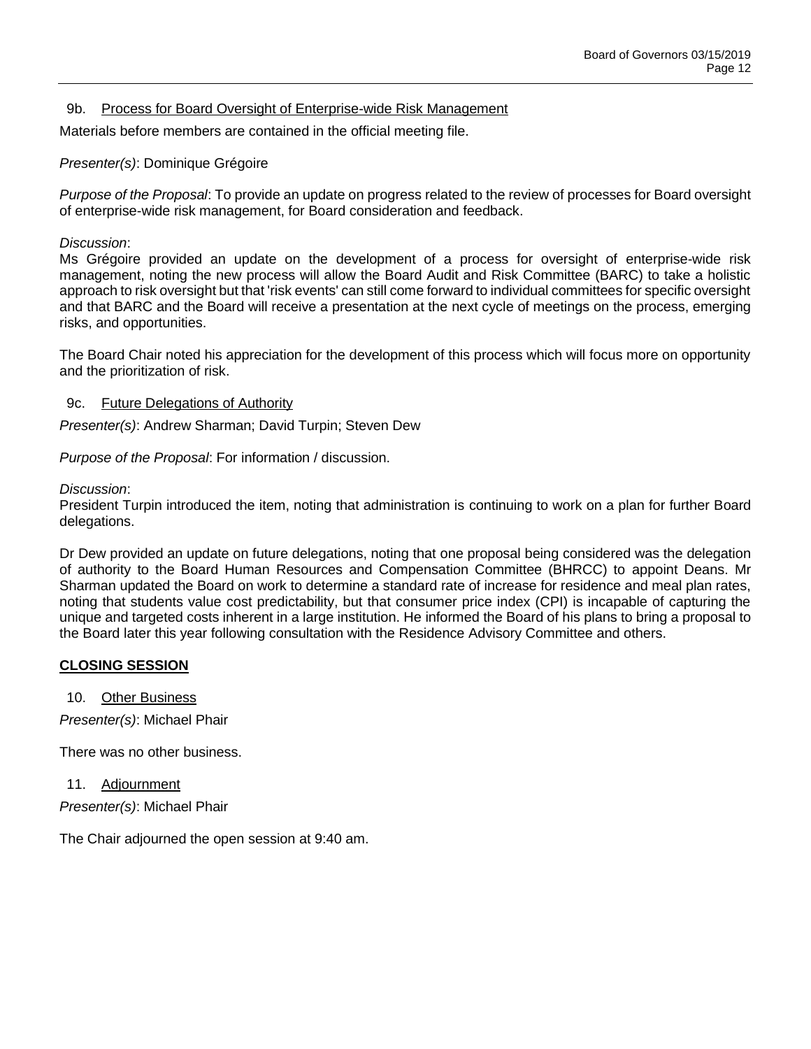9b. Process for Board Oversight of Enterprise-wide Risk Management

Materials before members are contained in the official meeting file.

*Presenter(s)*: Dominique Grégoire

*Purpose of the Proposal*: To provide an update on progress related to the review of processes for Board oversight of enterprise-wide risk management, for Board consideration and feedback.

*Discussion*:

Ms Grégoire provided an update on the development of a process for oversight of enterprise-wide risk management, noting the new process will allow the Board Audit and Risk Committee (BARC) to take a holistic approach to risk oversight but that 'risk events' can still come forward to individual committees for specific oversight and that BARC and the Board will receive a presentation at the next cycle of meetings on the process, emerging risks, and opportunities.

The Board Chair noted his appreciation for the development of this process which will focus more on opportunity and the prioritization of risk.

9c. Future Delegations of Authority

*Presenter(s)*: Andrew Sharman; David Turpin; Steven Dew

*Purpose of the Proposal*: For information / discussion.

*Discussion*:

President Turpin introduced the item, noting that administration is continuing to work on a plan for further Board delegations.

Dr Dew provided an update on future delegations, noting that one proposal being considered was the delegation of authority to the Board Human Resources and Compensation Committee (BHRCC) to appoint Deans. Mr Sharman updated the Board on work to determine a standard rate of increase for residence and meal plan rates, noting that students value cost predictability, but that consumer price index (CPI) is incapable of capturing the unique and targeted costs inherent in a large institution. He informed the Board of his plans to bring a proposal to the Board later this year following consultation with the Residence Advisory Committee and others.

**CLOSING SESSION**

10. Other Business

*Presenter(s)*: Michael Phair

There was no other business.

11. Adjournment

*Presenter(s)*: Michael Phair

The Chair adjourned the open session at 9:40 am.